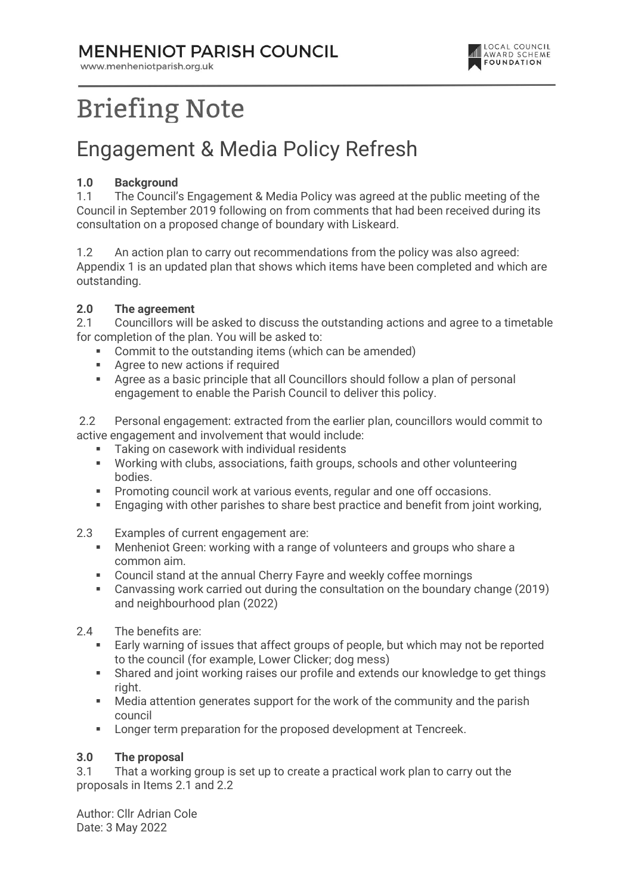# MENHENIOT PARISH COUNCIL

www.menheniotparish.org.uk

LOCAL COUNCIL AWARD SCHEME FOUNDATION

# Briefing Note

## Engagement & Media Policy Refresh

**1.0 Background**

1.1 The Council's Engagement & Media Policy was agreed at the public meeting of the Council in September 2019 following on from comments that had been received during its consultation on a proposed change of boundary with Liskeard.

1.2 An action plan to carry out recommendations from the policy was also agreed: Appendix 1 is an updated plan that shows which items have been completed and which are outstanding.

**2.0 The agreement**

2.1 Councillors will be asked to discuss the outstanding actions and agree to a timetable for completion of the plan. You will be asked to:

- Commit to the outstanding items (which can be amended)
- Agree to new actions if required
- Agree as a basic principle that all Councillors should follow a plan of personal engagement to enable the Parish Council to deliver this policy.

2.2 Personal engagement: extracted from the earlier plan, councillors would commit to active engagement and involvement that would include:

- Taking on casework with individual residents
- Working with clubs, associations, faith groups, schools and other volunteering bodies.
- Promoting council work at various events, regular and one off occasions.
- Engaging with other parishes to share best practice and benefit from joint working,

2.3 Examples of current engagement are:

- Menheniot Green: working with a range of volunteers and groups who share a common aim.
- Council stand at the annual Cherry Fayre and weekly coffee mornings
- Canvassing work carried out during the consultation on the boundary change (2019) and neighbourhood plan (2022)

2.4 The benefits are:

- Early warning of issues that affect groups of people, but which may not be reported to the council (for example, Lower Clicker; dog mess)
- Shared and joint working raises our profile and extends our knowledge to get things right.
- Media attention generates support for the work of the community and the parish council
- Longer term preparation for the proposed development at Tencreek.

**3.0 The proposal**

3.1 That a working group is set up to create a practical work plan to carry out the proposals in Items 2.1 and 2.2

Author: Cllr Adrian Cole
Date: 3 May 2022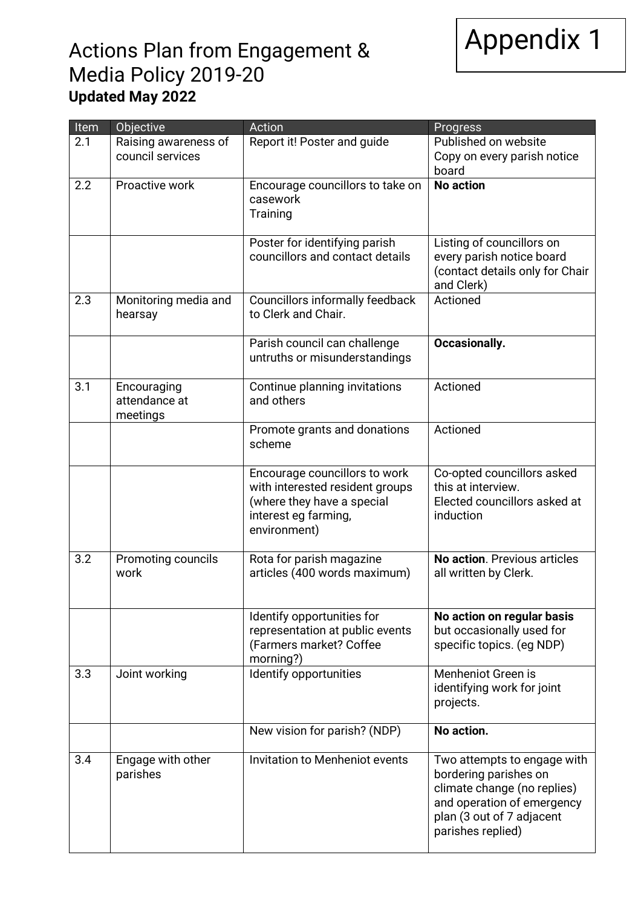Appendix 1

# Actions Plan from Engagement & Media Policy 2019-20

**Updated May 2022**

| Item | Objective | Action | Progress |
|---|---|---|---|
| 2.1 | Raising awareness of council services | Report it! Poster and guide | Published on website<br>Copy on every parish notice board |
| 2.2 | Proactive work | Encourage councillors to take on casework<br>Training | **No action** |
| | | Poster for identifying parish councillors and contact details | Listing of councillors on every parish notice board (contact details only for Chair and Clerk) |
| 2.3 | Monitoring media and hearsay | Councillors informally feedback to Clerk and Chair. | Actioned |
| | | Parish council can challenge untruths or misunderstandings | **Occasionally.** |
| 3.1 | Encouraging attendance at meetings | Continue planning invitations and others | Actioned |
| | | Promote grants and donations scheme | Actioned |
| | | Encourage councillors to work with interested resident groups (where they have a special interest eg farming, environment) | Co-opted councillors asked this at interview.<br>Elected councillors asked at induction |
| 3.2 | Promoting councils work | Rota for parish magazine articles (400 words maximum) | **No action**. Previous articles all written by Clerk. |
| | | Identify opportunities for representation at public events (Farmers market? Coffee morning?) | **No action on regular basis** but occasionally used for specific topics. (eg NDP) |
| 3.3 | Joint working | Identify opportunities | Menheniot Green is identifying work for joint projects. |
| | | New vision for parish? (NDP) | **No action.** |
| 3.4 | Engage with other parishes | Invitation to Menheniot events | Two attempts to engage with bordering parishes on climate change (no replies) and operation of emergency plan (3 out of 7 adjacent parishes replied) |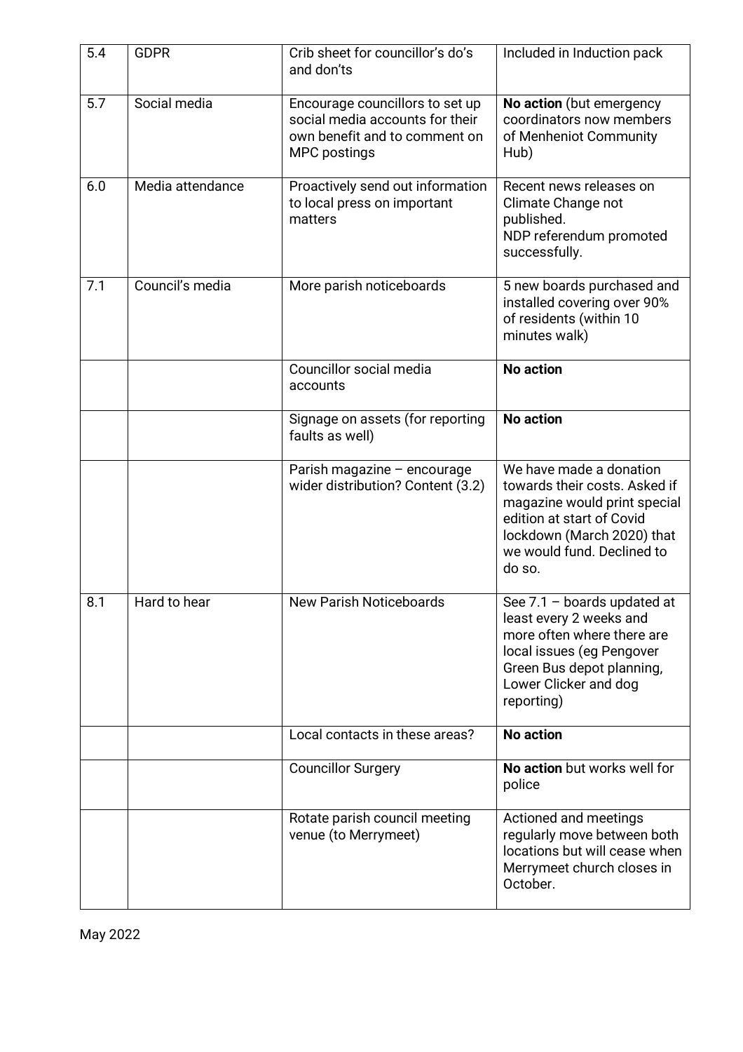| | | | |
|---|---|---|---|
| 5.4 | GDPR | Crib sheet for councillor's do's and don'ts | Included in Induction pack |
| 5.7 | Social media | Encourage councillors to set up social media accounts for their own benefit and to comment on MPC postings | **No action** (but emergency coordinators now members of Menheniot Community Hub) |
| 6.0 | Media attendance | Proactively send out information to local press on important matters | Recent news releases on Climate Change not published.<br>NDP referendum promoted successfully. |
| 7.1 | Council's media | More parish noticeboards | 5 new boards purchased and installed covering over 90% of residents (within 10 minutes walk) |
| | | Councillor social media accounts | **No action** |
| | | Signage on assets (for reporting faults as well) | **No action** |
| | | Parish magazine – encourage wider distribution? Content (3.2) | We have made a donation towards their costs. Asked if magazine would print special edition at start of Covid lockdown (March 2020) that we would fund. Declined to do so. |
| 8.1 | Hard to hear | New Parish Noticeboards | See 7.1 – boards updated at least every 2 weeks and more often where there are local issues (eg Pengover Green Bus depot planning, Lower Clicker and dog reporting) |
| | | Local contacts in these areas? | **No action** |
| | | Councillor Surgery | **No action** but works well for police |
| | | Rotate parish council meeting venue (to Merrymeet) | Actioned and meetings regularly move between both locations but will cease when Merrymeet church closes in October. |

May 2022